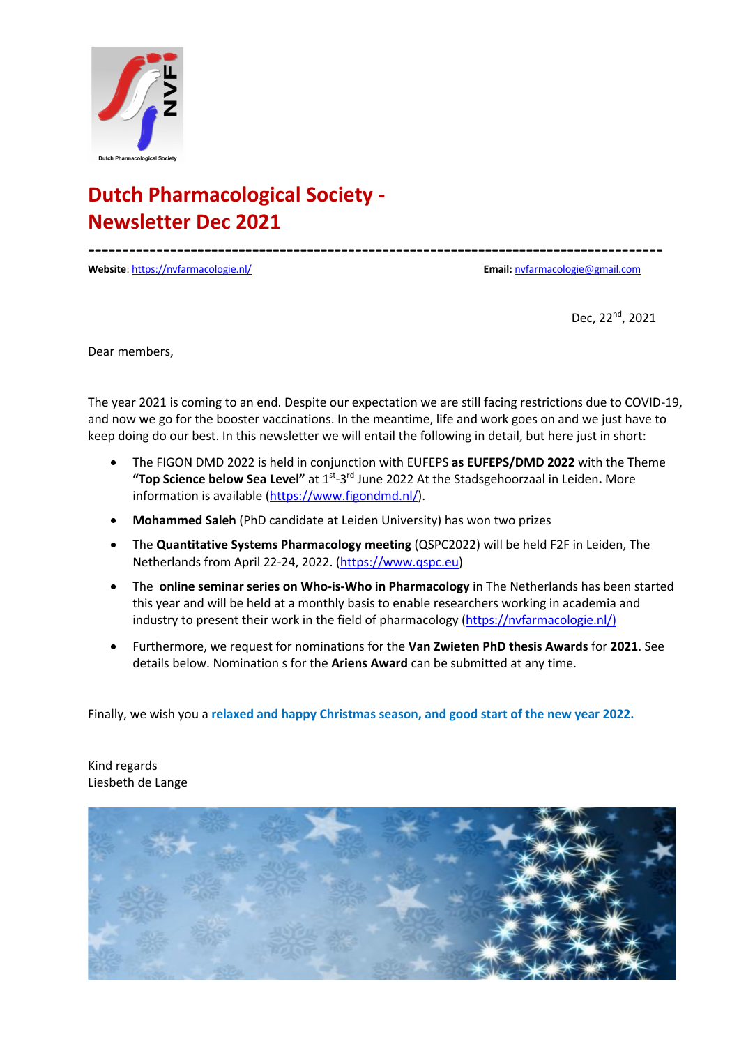# Dutch Pharmacological Society - Newsletter Dec 2021

---

**Website**: https://nvfarmacologie.nl/ **Email:** nvfarmacologie@gmail.com

Dec, 22nd, 2021

Dear members,

The year 2021 is coming to an end. Despite our expectation we are still facing restrictions due to COVID-19, and now we go for the booster vaccinations. In the meantime, life and work goes on and we just have to keep doing do our best. In this newsletter we will entail the following in detail, but here just in short:

- The FIGON DMD 2022 is held in conjunction with EUFEPS **as EUFEPS/DMD 2022** with the Theme **"Top Science below Sea Level"** at 1st-3rd June 2022 At the Stadsgehoorzaal in Leiden**.** More information is available (https://www.figondmd.nl/).
- **Mohammed Saleh** (PhD candidate at Leiden University) has won two prizes
- The **Quantitative Systems Pharmacology meeting** (QSPC2022) will be held F2F in Leiden, The Netherlands from April 22-24, 2022. (https://www.qspc.eu)
- The **online seminar series on Who-is-Who in Pharmacology** in The Netherlands has been started this year and will be held at a monthly basis to enable researchers working in academia and industry to present their work in the field of pharmacology (https://nvfarmacologie.nl/)
- Furthermore, we request for nominations for the **Van Zwieten PhD thesis Awards** for **2021**. See details below. Nomination s for the **Ariens Award** can be submitted at any time.

Finally, we wish you a **relaxed and happy Christmas season, and good start of the new year 2022.**

Kind regards
Liesbeth de Lange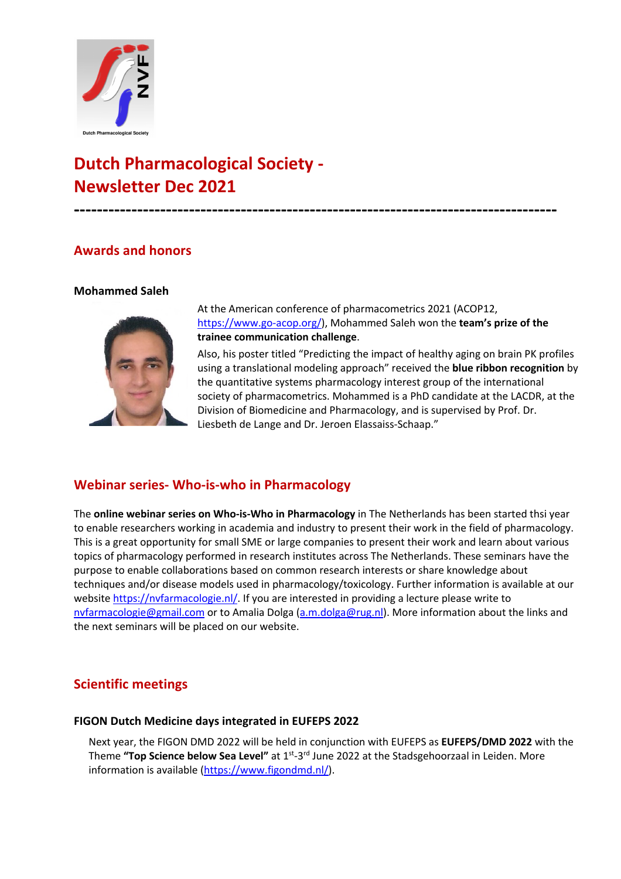# Dutch Pharmacological Society - Newsletter Dec 2021

-----------------------------------------------------------------------------------

## Awards and honors

### Mohammed Saleh

At the American conference of pharmacometrics 2021 (ACOP12, https://www.go-acop.org/), Mohammed Saleh won the **team's prize of the trainee communication challenge**.

Also, his poster titled "Predicting the impact of healthy aging on brain PK profiles using a translational modeling approach" received the **blue ribbon recognition** by the quantitative systems pharmacology interest group of the international society of pharmacometrics. Mohammed is a PhD candidate at the LACDR, at the Division of Biomedicine and Pharmacology, and is supervised by Prof. Dr. Liesbeth de Lange and Dr. Jeroen Elassaiss-Schaap."

## Webinar series- Who-is-who in Pharmacology

The **online webinar series on Who-is-Who in Pharmacology** in The Netherlands has been started thsi year to enable researchers working in academia and industry to present their work in the field of pharmacology. This is a great opportunity for small SME or large companies to present their work and learn about various topics of pharmacology performed in research institutes across The Netherlands. These seminars have the purpose to enable collaborations based on common research interests or share knowledge about techniques and/or disease models used in pharmacology/toxicology. Further information is available at our website https://nvfarmacologie.nl/. If you are interested in providing a lecture please write to nvfarmacologie@gmail.com or to Amalia Dolga (a.m.dolga@rug.nl). More information about the links and the next seminars will be placed on our website.

## Scientific meetings

### FIGON Dutch Medicine days integrated in EUFEPS 2022

Next year, the FIGON DMD 2022 will be held in conjunction with EUFEPS as **EUFEPS/DMD 2022** with the Theme **"Top Science below Sea Level"** at 1st-3rd June 2022 at the Stadsgehoorzaal in Leiden. More information is available (https://www.figondmd.nl/).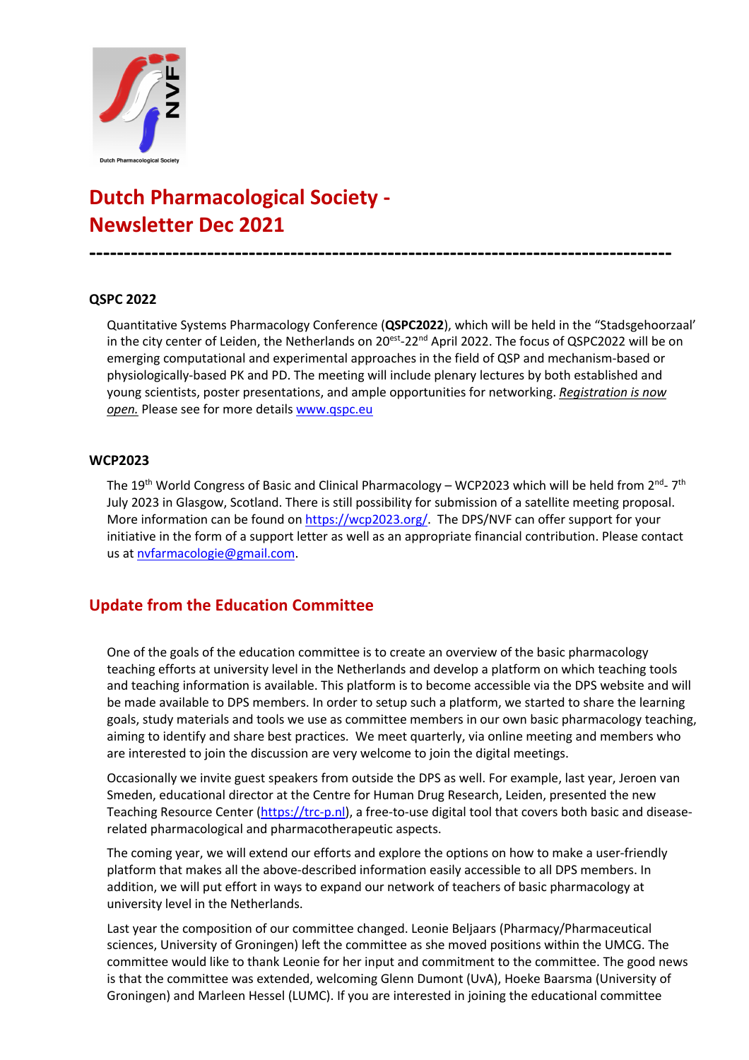# Dutch Pharmacological Society - Newsletter Dec 2021

----------------------------------------------------------------------------------

### QSPC 2022

Quantitative Systems Pharmacology Conference (**QSPC2022**), which will be held in the "Stadsgehoorzaal' in the city center of Leiden, the Netherlands on 20$^{est}$-22$^{nd}$ April 2022. The focus of QSPC2022 will be on emerging computational and experimental approaches in the field of QSP and mechanism-based or physiologically-based PK and PD. The meeting will include plenary lectures by both established and young scientists, poster presentations, and ample opportunities for networking. ***Registration is now open.*** Please see for more details www.qspc.eu

### WCP2023

The 19$^{th}$ World Congress of Basic and Clinical Pharmacology – WCP2023 which will be held from 2$^{nd}$- 7$^{th}$ July 2023 in Glasgow, Scotland. There is still possibility for submission of a satellite meeting proposal. More information can be found on https://wcp2023.org/. The DPS/NVF can offer support for your initiative in the form of a support letter as well as an appropriate financial contribution. Please contact us at nvfarmacologie@gmail.com.

## Update from the Education Committee

One of the goals of the education committee is to create an overview of the basic pharmacology teaching efforts at university level in the Netherlands and develop a platform on which teaching tools and teaching information is available. This platform is to become accessible via the DPS website and will be made available to DPS members. In order to setup such a platform, we started to share the learning goals, study materials and tools we use as committee members in our own basic pharmacology teaching, aiming to identify and share best practices. We meet quarterly, via online meeting and members who are interested to join the discussion are very welcome to join the digital meetings.

Occasionally we invite guest speakers from outside the DPS as well. For example, last year, Jeroen van Smeden, educational director at the Centre for Human Drug Research, Leiden, presented the new Teaching Resource Center (https://trc-p.nl), a free-to-use digital tool that covers both basic and disease-related pharmacological and pharmacotherapeutic aspects.

The coming year, we will extend our efforts and explore the options on how to make a user-friendly platform that makes all the above-described information easily accessible to all DPS members. In addition, we will put effort in ways to expand our network of teachers of basic pharmacology at university level in the Netherlands.

Last year the composition of our committee changed. Leonie Beljaars (Pharmacy/Pharmaceutical sciences, University of Groningen) left the committee as she moved positions within the UMCG. The committee would like to thank Leonie for her input and commitment to the committee. The good news is that the committee was extended, welcoming Glenn Dumont (UvA), Hoeke Baarsma (University of Groningen) and Marleen Hessel (LUMC). If you are interested in joining the educational committee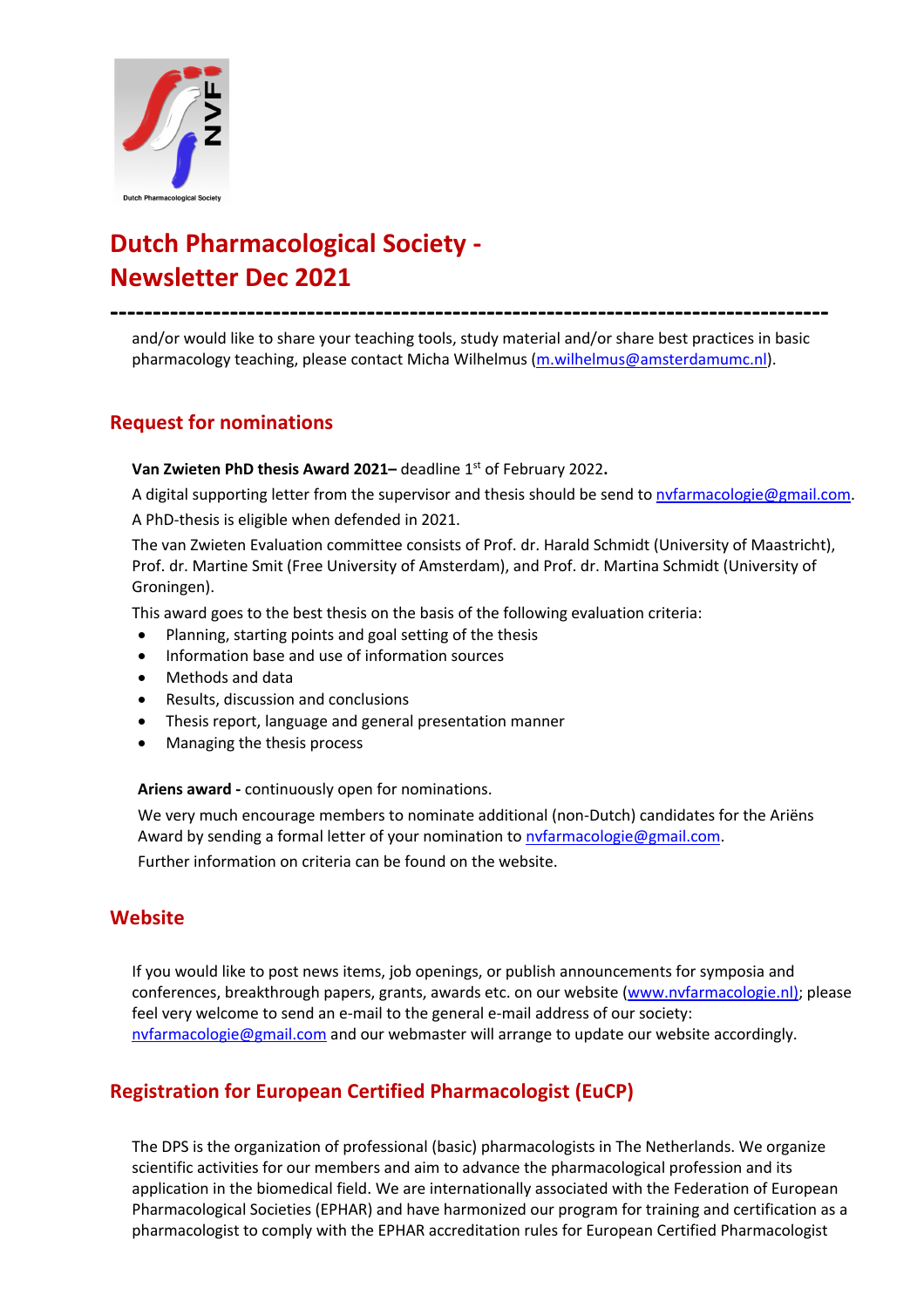# Dutch Pharmacological Society - Newsletter Dec 2021

---

and/or would like to share your teaching tools, study material and/or share best practices in basic pharmacology teaching, please contact Micha Wilhelmus (m.wilhelmus@amsterdamumc.nl).

## Request for nominations

**Van Zwieten PhD thesis Award 2021–** deadline 1st of February 2022**.**

A digital supporting letter from the supervisor and thesis should be send to nvfarmacologie@gmail.com.

A PhD-thesis is eligible when defended in 2021.

The van Zwieten Evaluation committee consists of Prof. dr. Harald Schmidt (University of Maastricht), Prof. dr. Martine Smit (Free University of Amsterdam), and Prof. dr. Martina Schmidt (University of Groningen).

This award goes to the best thesis on the basis of the following evaluation criteria:

- Planning, starting points and goal setting of the thesis
- Information base and use of information sources
- Methods and data
- Results, discussion and conclusions
- Thesis report, language and general presentation manner
- Managing the thesis process

**Ariens award -** continuously open for nominations.

We very much encourage members to nominate additional (non-Dutch) candidates for the Ariëns Award by sending a formal letter of your nomination to nvfarmacologie@gmail.com.

Further information on criteria can be found on the website.

## Website

If you would like to post news items, job openings, or publish announcements for symposia and conferences, breakthrough papers, grants, awards etc. on our website (www.nvfarmacologie.nl); please feel very welcome to send an e-mail to the general e-mail address of our society: nvfarmacologie@gmail.com and our webmaster will arrange to update our website accordingly.

## Registration for European Certified Pharmacologist (EuCP)

The DPS is the organization of professional (basic) pharmacologists in The Netherlands. We organize scientific activities for our members and aim to advance the pharmacological profession and its application in the biomedical field. We are internationally associated with the Federation of European Pharmacological Societies (EPHAR) and have harmonized our program for training and certification as a pharmacologist to comply with the EPHAR accreditation rules for European Certified Pharmacologist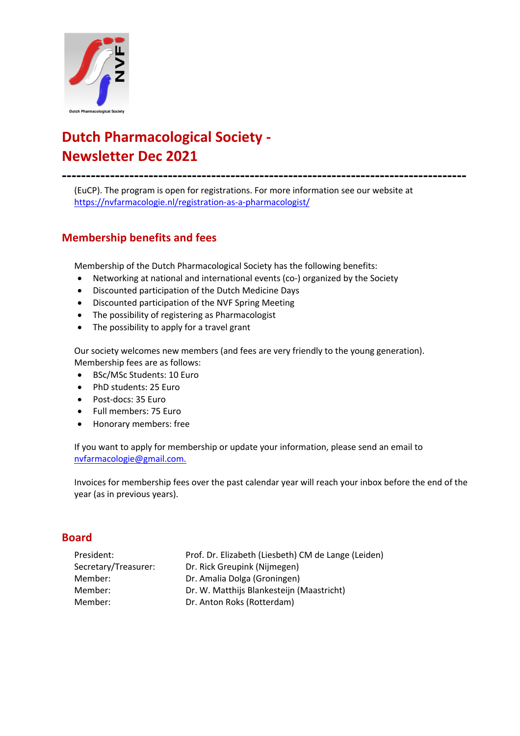# Dutch Pharmacological Society - Newsletter Dec 2021

---

(EuCP). The program is open for registrations. For more information see our website at https://nvfarmacologie.nl/registration-as-a-pharmacologist/

## Membership benefits and fees

Membership of the Dutch Pharmacological Society has the following benefits:

- Networking at national and international events (co-) organized by the Society
- Discounted participation of the Dutch Medicine Days
- Discounted participation of the NVF Spring Meeting
- The possibility of registering as Pharmacologist
- The possibility to apply for a travel grant

Our society welcomes new members (and fees are very friendly to the young generation). Membership fees are as follows:

- BSc/MSc Students: 10 Euro
- PhD students: 25 Euro
- Post-docs: 35 Euro
- Full members: 75 Euro
- Honorary members: free

If you want to apply for membership or update your information, please send an email to nvfarmacologie@gmail.com.

Invoices for membership fees over the past calendar year will reach your inbox before the end of the year (as in previous years).

## Board

| | |
|---|---|
| President: | Prof. Dr. Elizabeth (Liesbeth) CM de Lange (Leiden) |
| Secretary/Treasurer: | Dr. Rick Greupink (Nijmegen) |
| Member: | Dr. Amalia Dolga (Groningen) |
| Member: | Dr. W. Matthijs Blankesteijn (Maastricht) |
| Member: | Dr. Anton Roks (Rotterdam) |